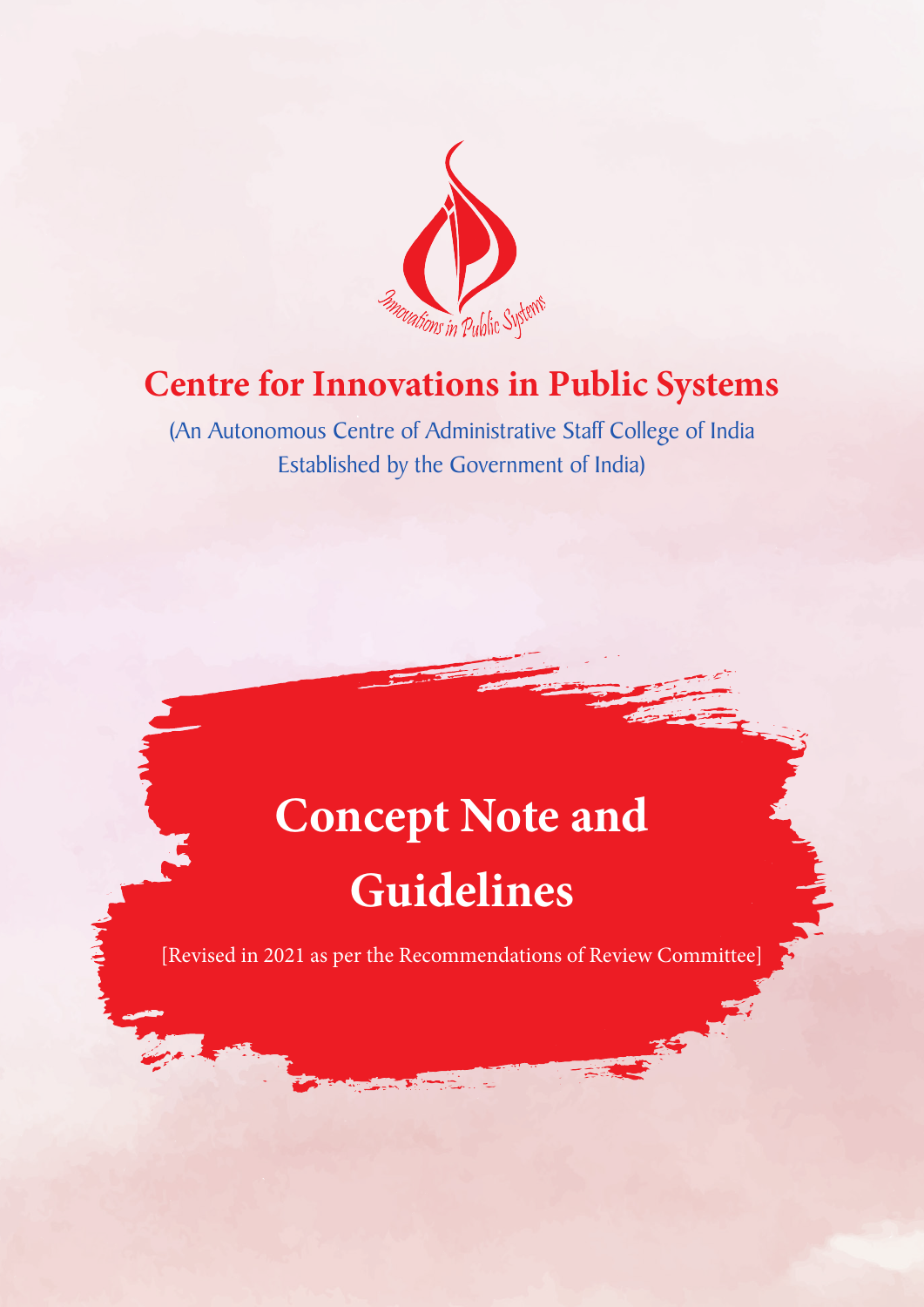Innovations in Public Systems

# Centre for Innovations in Public Systems

(An Autonomous Centre of Administrative Staff College of India
Established by the Government of India)

# Concept Note and Guidelines

[Revised in 2021 as per the Recommendations of Review Committee]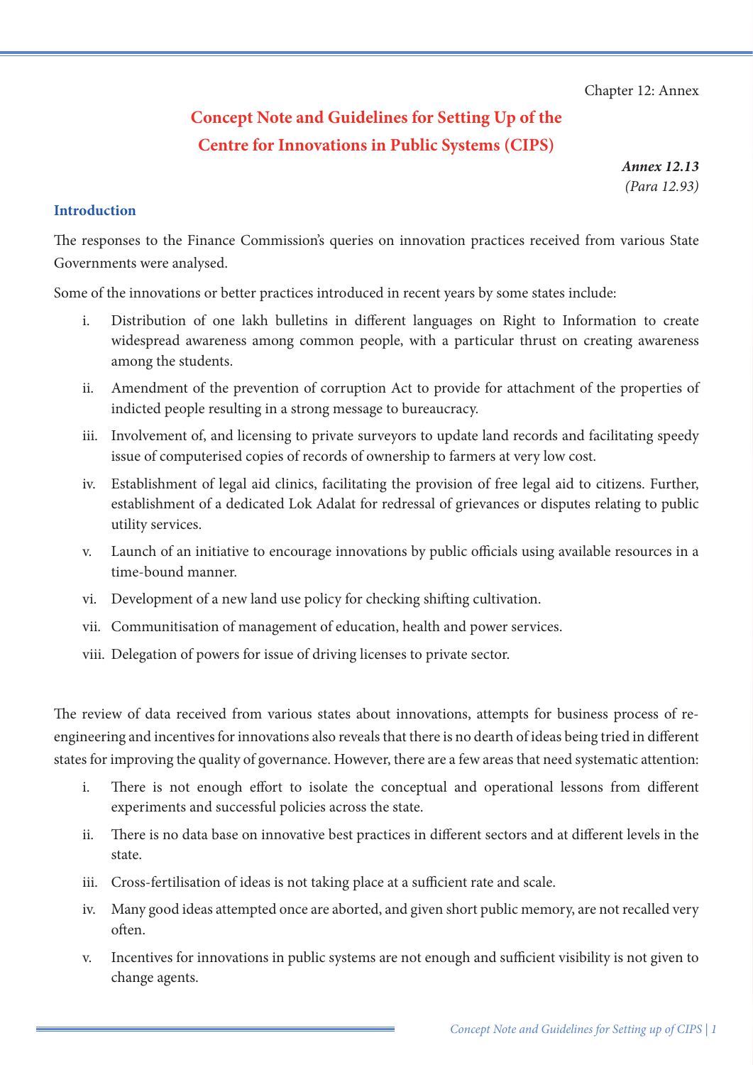Chapter 12: Annex

# Concept Note and Guidelines for Setting Up of the Centre for Innovations in Public Systems (CIPS)

***Annex 12.13***
*(Para 12.93)*

## Introduction

The responses to the Finance Commission's queries on innovation practices received from various State Governments were analysed.

Some of the innovations or better practices introduced in recent years by some states include:

i. Distribution of one lakh bulletins in different languages on Right to Information to create widespread awareness among common people, with a particular thrust on creating awareness among the students.

ii. Amendment of the prevention of corruption Act to provide for attachment of the properties of indicted people resulting in a strong message to bureaucracy.

iii. Involvement of, and licensing to private surveyors to update land records and facilitating speedy issue of computerised copies of records of ownership to farmers at very low cost.

iv. Establishment of legal aid clinics, facilitating the provision of free legal aid to citizens. Further, establishment of a dedicated Lok Adalat for redressal of grievances or disputes relating to public utility services.

v. Launch of an initiative to encourage innovations by public officials using available resources in a time-bound manner.

vi. Development of a new land use policy for checking shifting cultivation.

vii. Communitisation of management of education, health and power services.

viii. Delegation of powers for issue of driving licenses to private sector.

The review of data received from various states about innovations, attempts for business process of re-engineering and incentives for innovations also reveals that there is no dearth of ideas being tried in different states for improving the quality of governance. However, there are a few areas that need systematic attention:

i. There is not enough effort to isolate the conceptual and operational lessons from different experiments and successful policies across the state.

ii. There is no data base on innovative best practices in different sectors and at different levels in the state.

iii. Cross-fertilisation of ideas is not taking place at a sufficient rate and scale.

iv. Many good ideas attempted once are aborted, and given short public memory, are not recalled very often.

v. Incentives for innovations in public systems are not enough and sufficient visibility is not given to change agents.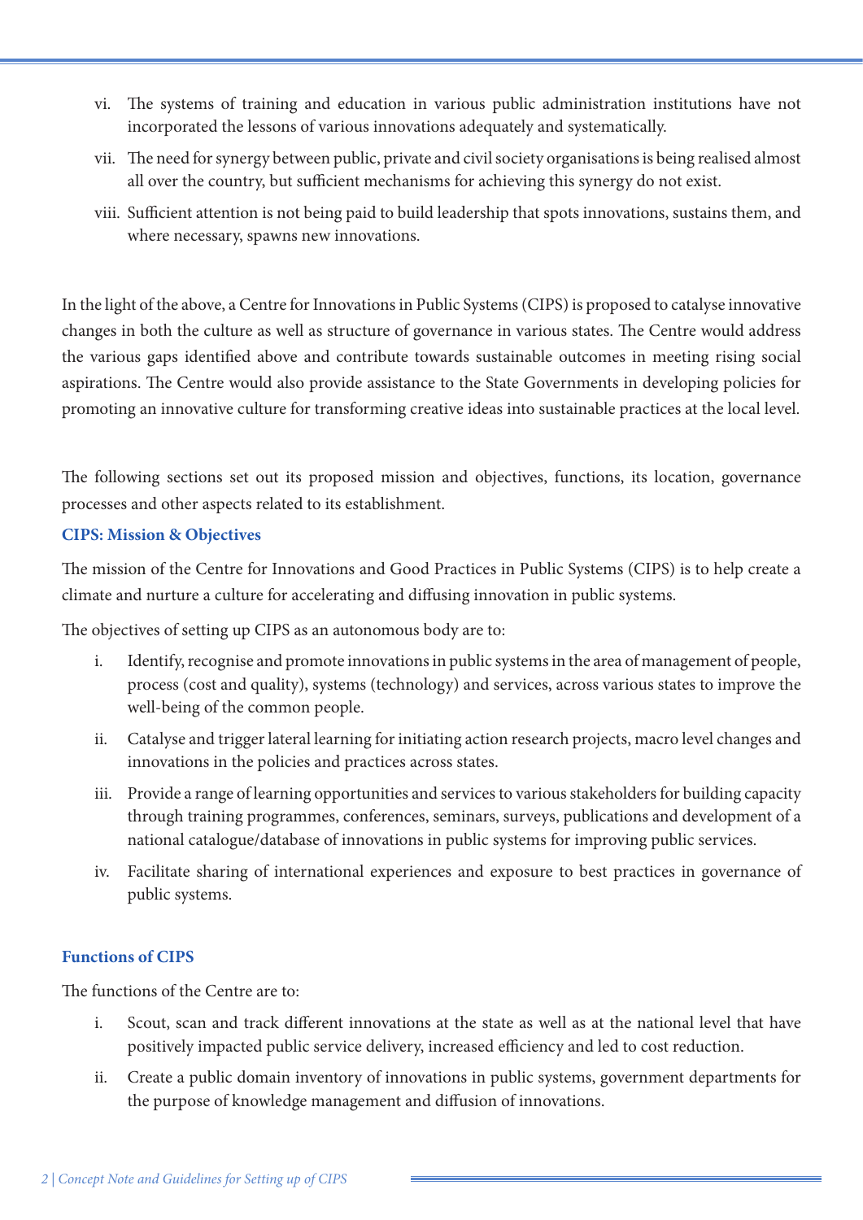vi. The systems of training and education in various public administration institutions have not incorporated the lessons of various innovations adequately and systematically.

vii. The need for synergy between public, private and civil society organisations is being realised almost all over the country, but sufficient mechanisms for achieving this synergy do not exist.

viii. Sufficient attention is not being paid to build leadership that spots innovations, sustains them, and where necessary, spawns new innovations.

In the light of the above, a Centre for Innovations in Public Systems (CIPS) is proposed to catalyse innovative changes in both the culture as well as structure of governance in various states. The Centre would address the various gaps identified above and contribute towards sustainable outcomes in meeting rising social aspirations. The Centre would also provide assistance to the State Governments in developing policies for promoting an innovative culture for transforming creative ideas into sustainable practices at the local level.

The following sections set out its proposed mission and objectives, functions, its location, governance processes and other aspects related to its establishment.

### CIPS: Mission & Objectives

The mission of the Centre for Innovations and Good Practices in Public Systems (CIPS) is to help create a climate and nurture a culture for accelerating and diffusing innovation in public systems.

The objectives of setting up CIPS as an autonomous body are to:

i. Identify, recognise and promote innovations in public systems in the area of management of people, process (cost and quality), systems (technology) and services, across various states to improve the well-being of the common people.

ii. Catalyse and trigger lateral learning for initiating action research projects, macro level changes and innovations in the policies and practices across states.

iii. Provide a range of learning opportunities and services to various stakeholders for building capacity through training programmes, conferences, seminars, surveys, publications and development of a national catalogue/database of innovations in public systems for improving public services.

iv. Facilitate sharing of international experiences and exposure to best practices in governance of public systems.

### Functions of CIPS

The functions of the Centre are to:

i. Scout, scan and track different innovations at the state as well as at the national level that have positively impacted public service delivery, increased efficiency and led to cost reduction.

ii. Create a public domain inventory of innovations in public systems, government departments for the purpose of knowledge management and diffusion of innovations.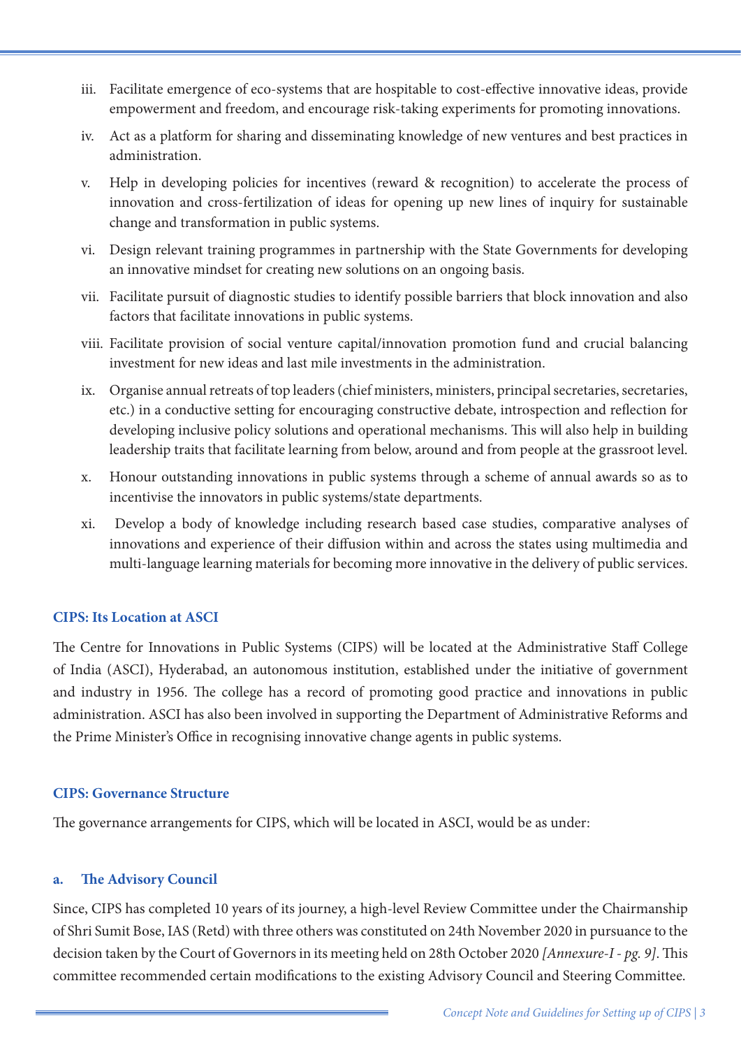iii. Facilitate emergence of eco-systems that are hospitable to cost-effective innovative ideas, provide empowerment and freedom, and encourage risk-taking experiments for promoting innovations.

iv. Act as a platform for sharing and disseminating knowledge of new ventures and best practices in administration.

v. Help in developing policies for incentives (reward & recognition) to accelerate the process of innovation and cross-fertilization of ideas for opening up new lines of inquiry for sustainable change and transformation in public systems.

vi. Design relevant training programmes in partnership with the State Governments for developing an innovative mindset for creating new solutions on an ongoing basis.

vii. Facilitate pursuit of diagnostic studies to identify possible barriers that block innovation and also factors that facilitate innovations in public systems.

viii. Facilitate provision of social venture capital/innovation promotion fund and crucial balancing investment for new ideas and last mile investments in the administration.

ix. Organise annual retreats of top leaders (chief ministers, ministers, principal secretaries, secretaries, etc.) in a conductive setting for encouraging constructive debate, introspection and reflection for developing inclusive policy solutions and operational mechanisms. This will also help in building leadership traits that facilitate learning from below, around and from people at the grassroot level.

x. Honour outstanding innovations in public systems through a scheme of annual awards so as to incentivise the innovators in public systems/state departments.

xi. Develop a body of knowledge including research based case studies, comparative analyses of innovations and experience of their diffusion within and across the states using multimedia and multi-language learning materials for becoming more innovative in the delivery of public services.

### CIPS: Its Location at ASCI

The Centre for Innovations in Public Systems (CIPS) will be located at the Administrative Staff College of India (ASCI), Hyderabad, an autonomous institution, established under the initiative of government and industry in 1956. The college has a record of promoting good practice and innovations in public administration. ASCI has also been involved in supporting the Department of Administrative Reforms and the Prime Minister's Office in recognising innovative change agents in public systems.

### CIPS: Governance Structure

The governance arrangements for CIPS, which will be located in ASCI, would be as under:

#### a. The Advisory Council

Since, CIPS has completed 10 years of its journey, a high-level Review Committee under the Chairmanship of Shri Sumit Bose, IAS (Retd) with three others was constituted on 24th November 2020 in pursuance to the decision taken by the Court of Governors in its meeting held on 28th October 2020 *[Annexure-I - pg. 9]*. This committee recommended certain modifications to the existing Advisory Council and Steering Committee.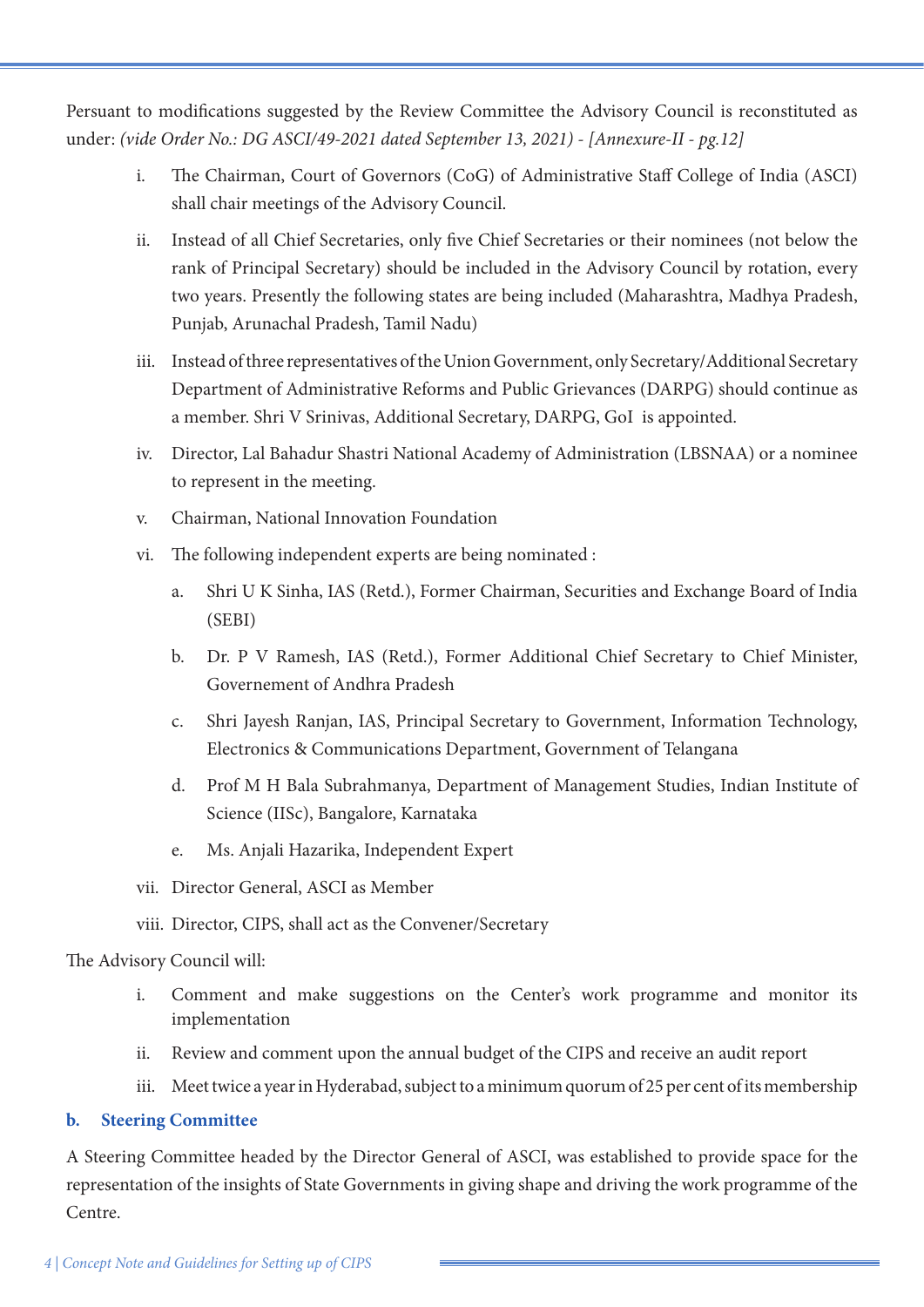Persuant to modifications suggested by the Review Committee the Advisory Council is reconstituted as under: *(vide Order No.: DG ASCI/49-2021 dated September 13, 2021) - [Annexure-II - pg.12]*

i. The Chairman, Court of Governors (CoG) of Administrative Staff College of India (ASCI) shall chair meetings of the Advisory Council.

ii. Instead of all Chief Secretaries, only five Chief Secretaries or their nominees (not below the rank of Principal Secretary) should be included in the Advisory Council by rotation, every two years. Presently the following states are being included (Maharashtra, Madhya Pradesh, Punjab, Arunachal Pradesh, Tamil Nadu)

iii. Instead of three representatives of the Union Government, only Secretary/Additional Secretary Department of Administrative Reforms and Public Grievances (DARPG) should continue as a member. Shri V Srinivas, Additional Secretary, DARPG, GoI is appointed.

iv. Director, Lal Bahadur Shastri National Academy of Administration (LBSNAA) or a nominee to represent in the meeting.

v. Chairman, National Innovation Foundation

vi. The following independent experts are being nominated :

   a. Shri U K Sinha, IAS (Retd.), Former Chairman, Securities and Exchange Board of India (SEBI)

   b. Dr. P V Ramesh, IAS (Retd.), Former Additional Chief Secretary to Chief Minister, Governement of Andhra Pradesh

   c. Shri Jayesh Ranjan, IAS, Principal Secretary to Government, Information Technology, Electronics & Communications Department, Government of Telangana

   d. Prof M H Bala Subrahmanya, Department of Management Studies, Indian Institute of Science (IISc), Bangalore, Karnataka

   e. Ms. Anjali Hazarika, Independent Expert

vii. Director General, ASCI as Member

viii. Director, CIPS, shall act as the Convener/Secretary

The Advisory Council will:

i. Comment and make suggestions on the Center's work programme and monitor its implementation

ii. Review and comment upon the annual budget of the CIPS and receive an audit report

iii. Meet twice a year in Hyderabad, subject to a minimum quorum of 25 per cent of its membership

### b. Steering Committee

A Steering Committee headed by the Director General of ASCI, was established to provide space for the representation of the insights of State Governments in giving shape and driving the work programme of the Centre.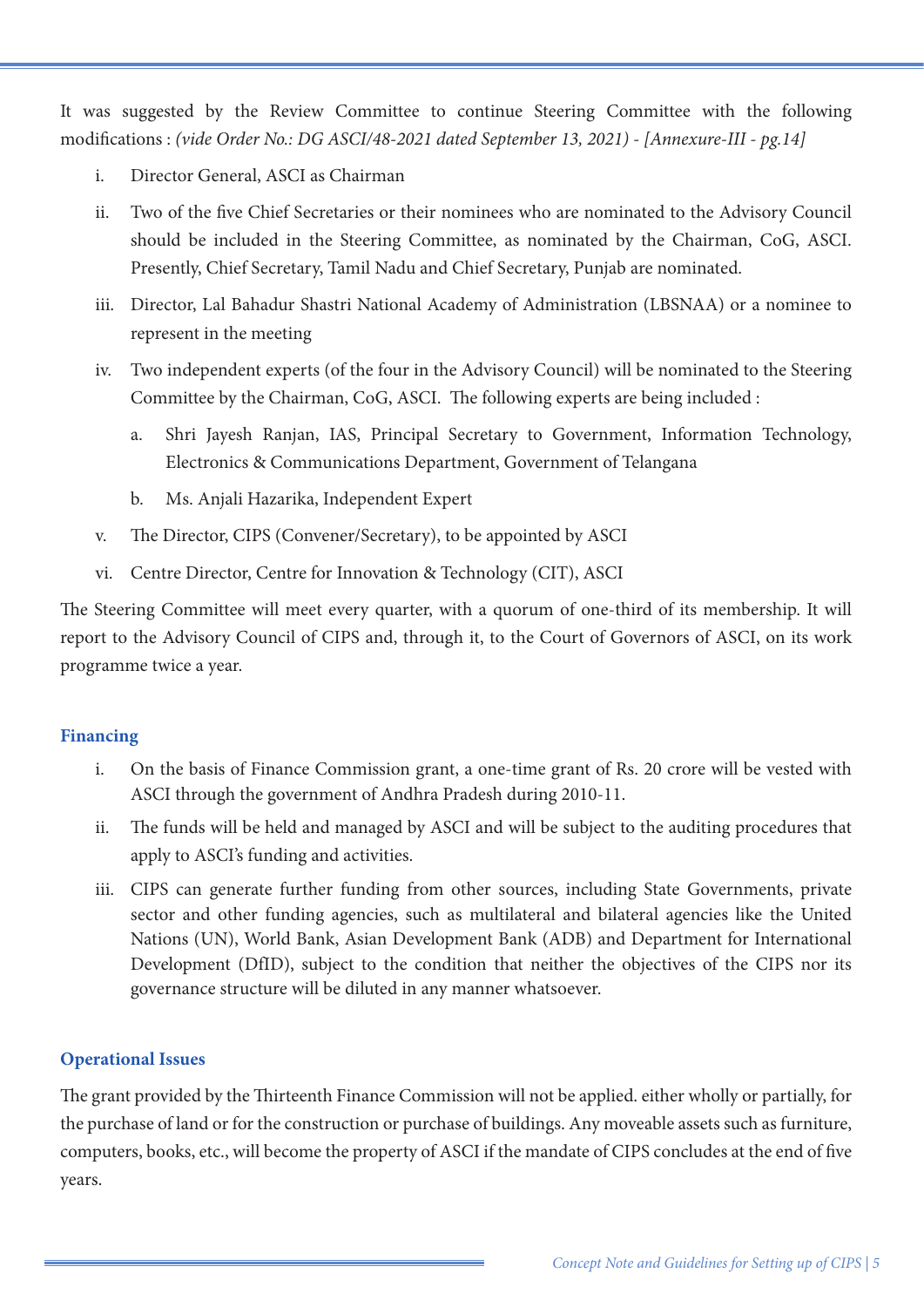It was suggested by the Review Committee to continue Steering Committee with the following modifications : *(vide Order No.: DG ASCI/48-2021 dated September 13, 2021) - [Annexure-III - pg.14]*

i. Director General, ASCI as Chairman

ii. Two of the five Chief Secretaries or their nominees who are nominated to the Advisory Council should be included in the Steering Committee, as nominated by the Chairman, CoG, ASCI. Presently, Chief Secretary, Tamil Nadu and Chief Secretary, Punjab are nominated.

iii. Director, Lal Bahadur Shastri National Academy of Administration (LBSNAA) or a nominee to represent in the meeting

iv. Two independent experts (of the four in the Advisory Council) will be nominated to the Steering Committee by the Chairman, CoG, ASCI. The following experts are being included :

   a. Shri Jayesh Ranjan, IAS, Principal Secretary to Government, Information Technology, Electronics & Communications Department, Government of Telangana

   b. Ms. Anjali Hazarika, Independent Expert

v. The Director, CIPS (Convener/Secretary), to be appointed by ASCI

vi. Centre Director, Centre for Innovation & Technology (CIT), ASCI

The Steering Committee will meet every quarter, with a quorum of one-third of its membership. It will report to the Advisory Council of CIPS and, through it, to the Court of Governors of ASCI, on its work programme twice a year.

### Financing

i. On the basis of Finance Commission grant, a one-time grant of Rs. 20 crore will be vested with ASCI through the government of Andhra Pradesh during 2010-11.

ii. The funds will be held and managed by ASCI and will be subject to the auditing procedures that apply to ASCI's funding and activities.

iii. CIPS can generate further funding from other sources, including State Governments, private sector and other funding agencies, such as multilateral and bilateral agencies like the United Nations (UN), World Bank, Asian Development Bank (ADB) and Department for International Development (DfID), subject to the condition that neither the objectives of the CIPS nor its governance structure will be diluted in any manner whatsoever.

### Operational Issues

The grant provided by the Thirteenth Finance Commission will not be applied. either wholly or partially, for the purchase of land or for the construction or purchase of buildings. Any moveable assets such as furniture, computers, books, etc., will become the property of ASCI if the mandate of CIPS concludes at the end of five years.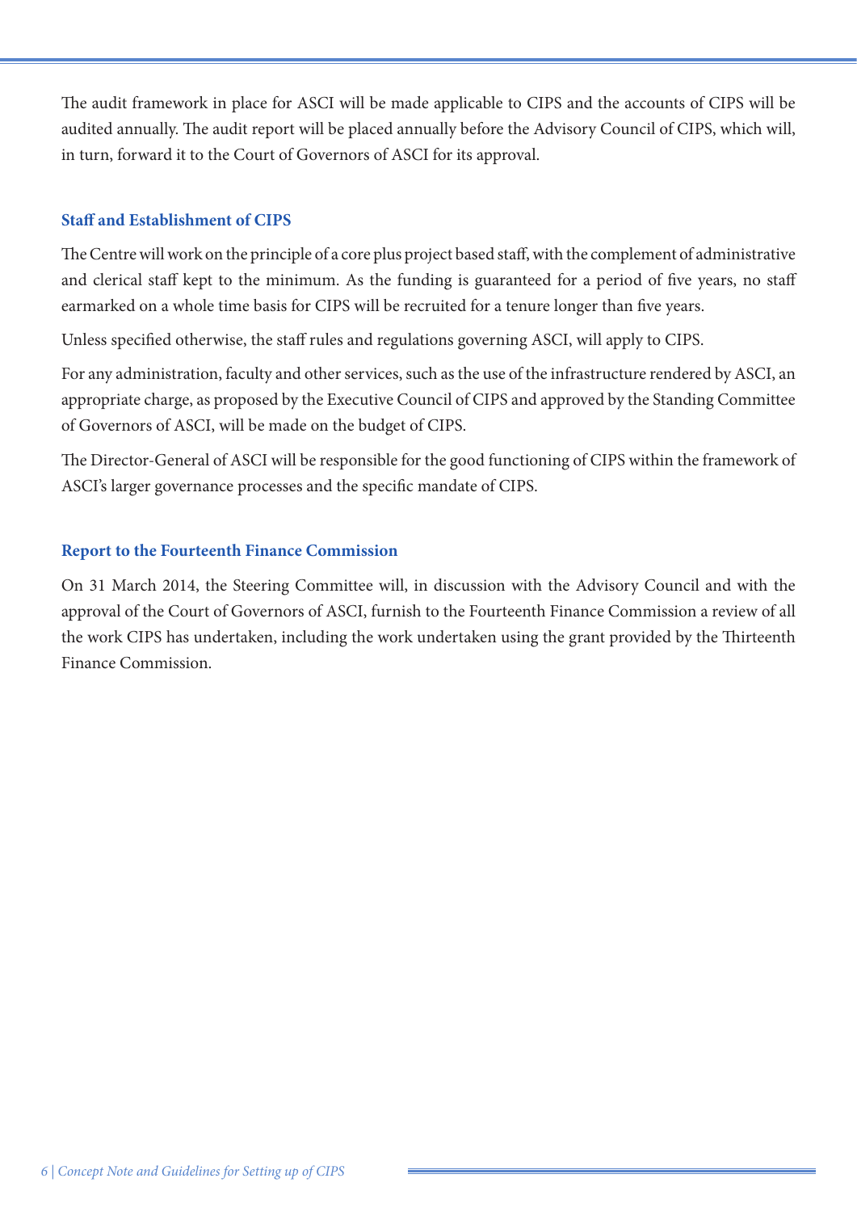The audit framework in place for ASCI will be made applicable to CIPS and the accounts of CIPS will be audited annually. The audit report will be placed annually before the Advisory Council of CIPS, which will, in turn, forward it to the Court of Governors of ASCI for its approval.

## Staff and Establishment of CIPS

The Centre will work on the principle of a core plus project based staff, with the complement of administrative and clerical staff kept to the minimum. As the funding is guaranteed for a period of five years, no staff earmarked on a whole time basis for CIPS will be recruited for a tenure longer than five years.

Unless specified otherwise, the staff rules and regulations governing ASCI, will apply to CIPS.

For any administration, faculty and other services, such as the use of the infrastructure rendered by ASCI, an appropriate charge, as proposed by the Executive Council of CIPS and approved by the Standing Committee of Governors of ASCI, will be made on the budget of CIPS.

The Director-General of ASCI will be responsible for the good functioning of CIPS within the framework of ASCI's larger governance processes and the specific mandate of CIPS.

## Report to the Fourteenth Finance Commission

On 31 March 2014, the Steering Committee will, in discussion with the Advisory Council and with the approval of the Court of Governors of ASCI, furnish to the Fourteenth Finance Commission a review of all the work CIPS has undertaken, including the work undertaken using the grant provided by the Thirteenth Finance Commission.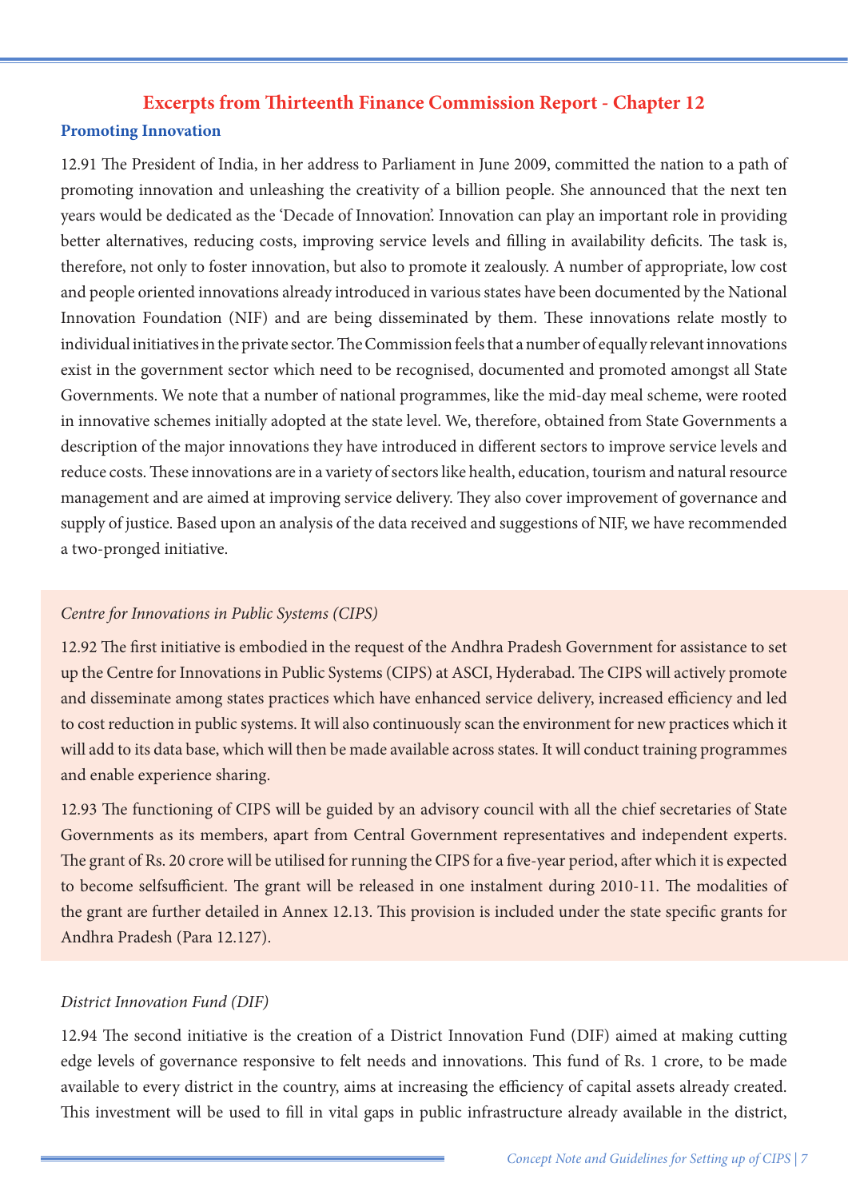## Excerpts from Thirteenth Finance Commission Report - Chapter 12

### Promoting Innovation

12.91 The President of India, in her address to Parliament in June 2009, committed the nation to a path of promoting innovation and unleashing the creativity of a billion people. She announced that the next ten years would be dedicated as the 'Decade of Innovation'. Innovation can play an important role in providing better alternatives, reducing costs, improving service levels and filling in availability deficits. The task is, therefore, not only to foster innovation, but also to promote it zealously. A number of appropriate, low cost and people oriented innovations already introduced in various states have been documented by the National Innovation Foundation (NIF) and are being disseminated by them. These innovations relate mostly to individual initiatives in the private sector. The Commission feels that a number of equally relevant innovations exist in the government sector which need to be recognised, documented and promoted amongst all State Governments. We note that a number of national programmes, like the mid-day meal scheme, were rooted in innovative schemes initially adopted at the state level. We, therefore, obtained from State Governments a description of the major innovations they have introduced in different sectors to improve service levels and reduce costs. These innovations are in a variety of sectors like health, education, tourism and natural resource management and are aimed at improving service delivery. They also cover improvement of governance and supply of justice. Based upon an analysis of the data received and suggestions of NIF, we have recommended a two-pronged initiative.

*Centre for Innovations in Public Systems (CIPS)*

12.92 The first initiative is embodied in the request of the Andhra Pradesh Government for assistance to set up the Centre for Innovations in Public Systems (CIPS) at ASCI, Hyderabad. The CIPS will actively promote and disseminate among states practices which have enhanced service delivery, increased efficiency and led to cost reduction in public systems. It will also continuously scan the environment for new practices which it will add to its data base, which will then be made available across states. It will conduct training programmes and enable experience sharing.

12.93 The functioning of CIPS will be guided by an advisory council with all the chief secretaries of State Governments as its members, apart from Central Government representatives and independent experts. The grant of Rs. 20 crore will be utilised for running the CIPS for a five-year period, after which it is expected to become selfsufficient. The grant will be released in one instalment during 2010-11. The modalities of the grant are further detailed in Annex 12.13. This provision is included under the state specific grants for Andhra Pradesh (Para 12.127).

*District Innovation Fund (DIF)*

12.94 The second initiative is the creation of a District Innovation Fund (DIF) aimed at making cutting edge levels of governance responsive to felt needs and innovations. This fund of Rs. 1 crore, to be made available to every district in the country, aims at increasing the efficiency of capital assets already created. This investment will be used to fill in vital gaps in public infrastructure already available in the district,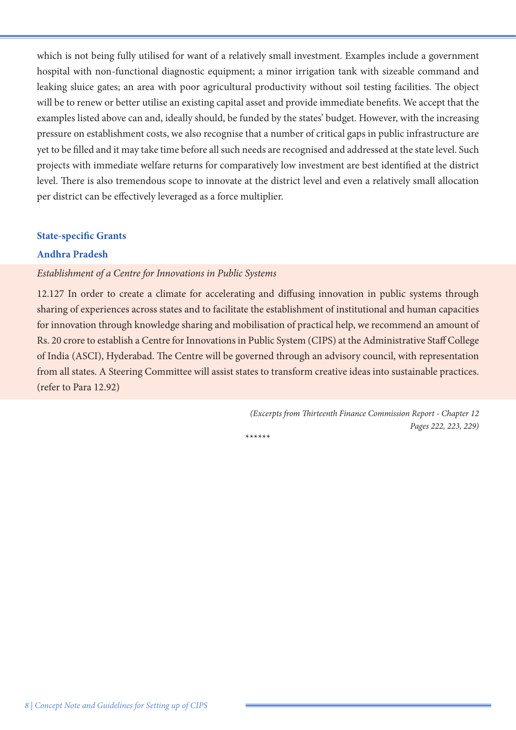which is not being fully utilised for want of a relatively small investment. Examples include a government hospital with non-functional diagnostic equipment; a minor irrigation tank with sizeable command and leaking sluice gates; an area with poor agricultural productivity without soil testing facilities. The object will be to renew or better utilise an existing capital asset and provide immediate benefits. We accept that the examples listed above can and, ideally should, be funded by the states' budget. However, with the increasing pressure on establishment costs, we also recognise that a number of critical gaps in public infrastructure are yet to be filled and it may take time before all such needs are recognised and addressed at the state level. Such projects with immediate welfare returns for comparatively low investment are best identified at the district level. There is also tremendous scope to innovate at the district level and even a relatively small allocation per district can be effectively leveraged as a force multiplier.

### State-specific Grants

### Andhra Pradesh

*Establishment of a Centre for Innovations in Public Systems*

12.127 In order to create a climate for accelerating and diffusing innovation in public systems through sharing of experiences across states and to facilitate the establishment of institutional and human capacities for innovation through knowledge sharing and mobilisation of practical help, we recommend an amount of Rs. 20 crore to establish a Centre for Innovations in Public System (CIPS) at the Administrative Staff College of India (ASCI), Hyderabad. The Centre will be governed through an advisory council, with representation from all states. A Steering Committee will assist states to transform creative ideas into sustainable practices. (refer to Para 12.92)

*(Excerpts from Thirteenth Finance Commission Report - Chapter 12 Pages 222, 223, 229)*

******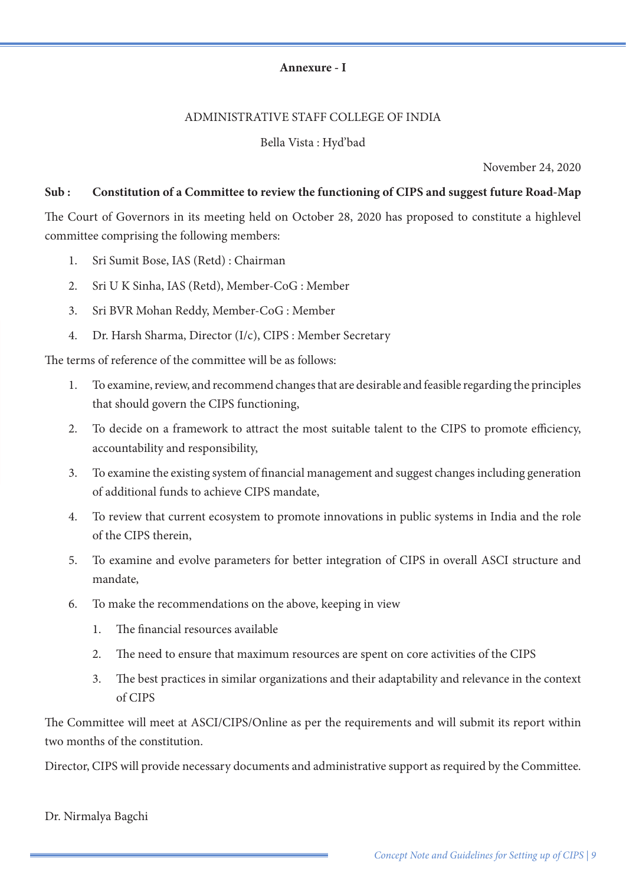**Annexure - I**

ADMINISTRATIVE STAFF COLLEGE OF INDIA

Bella Vista : Hyd'bad

November 24, 2020

**Sub : Constitution of a Committee to review the functioning of CIPS and suggest future Road-Map**

The Court of Governors in its meeting held on October 28, 2020 has proposed to constitute a highlevel committee comprising the following members:

1. Sri Sumit Bose, IAS (Retd) : Chairman
2. Sri U K Sinha, IAS (Retd), Member-CoG : Member
3. Sri BVR Mohan Reddy, Member-CoG : Member
4. Dr. Harsh Sharma, Director (I/c), CIPS : Member Secretary

The terms of reference of the committee will be as follows:

1. To examine, review, and recommend changes that are desirable and feasible regarding the principles that should govern the CIPS functioning,
2. To decide on a framework to attract the most suitable talent to the CIPS to promote efficiency, accountability and responsibility,
3. To examine the existing system of financial management and suggest changes including generation of additional funds to achieve CIPS mandate,
4. To review that current ecosystem to promote innovations in public systems in India and the role of the CIPS therein,
5. To examine and evolve parameters for better integration of CIPS in overall ASCI structure and mandate,
6. To make the recommendations on the above, keeping in view
    1. The financial resources available
    2. The need to ensure that maximum resources are spent on core activities of the CIPS
    3. The best practices in similar organizations and their adaptability and relevance in the context of CIPS

The Committee will meet at ASCI/CIPS/Online as per the requirements and will submit its report within two months of the constitution.

Director, CIPS will provide necessary documents and administrative support as required by the Committee.

Dr. Nirmalya Bagchi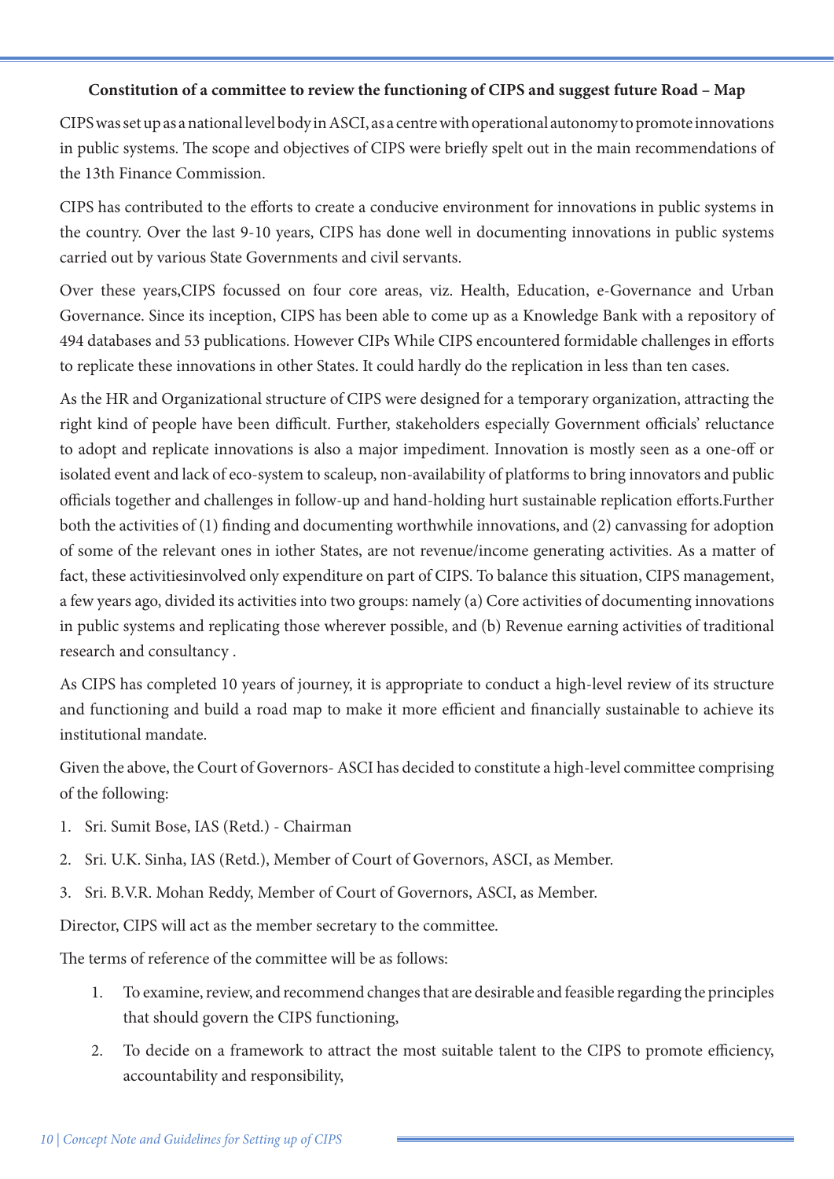**Constitution of a committee to review the functioning of CIPS and suggest future Road – Map**

CIPS was set up as a national level body in ASCI, as a centre with operational autonomy to promote innovations in public systems. The scope and objectives of CIPS were briefly spelt out in the main recommendations of the 13th Finance Commission.

CIPS has contributed to the efforts to create a conducive environment for innovations in public systems in the country. Over the last 9-10 years, CIPS has done well in documenting innovations in public systems carried out by various State Governments and civil servants.

Over these years,CIPS focussed on four core areas, viz. Health, Education, e-Governance and Urban Governance. Since its inception, CIPS has been able to come up as a Knowledge Bank with a repository of 494 databases and 53 publications. However CIPs While CIPS encountered formidable challenges in efforts to replicate these innovations in other States. It could hardly do the replication in less than ten cases.

As the HR and Organizational structure of CIPS were designed for a temporary organization, attracting the right kind of people have been difficult. Further, stakeholders especially Government officials' reluctance to adopt and replicate innovations is also a major impediment. Innovation is mostly seen as a one-off or isolated event and lack of eco-system to scaleup, non-availability of platforms to bring innovators and public officials together and challenges in follow-up and hand-holding hurt sustainable replication efforts.Further both the activities of (1) finding and documenting worthwhile innovations, and (2) canvassing for adoption of some of the relevant ones in iother States, are not revenue/income generating activities. As a matter of fact, these activitiesinvolved only expenditure on part of CIPS. To balance this situation, CIPS management, a few years ago, divided its activities into two groups: namely (a) Core activities of documenting innovations in public systems and replicating those wherever possible, and (b) Revenue earning activities of traditional research and consultancy .

As CIPS has completed 10 years of journey, it is appropriate to conduct a high-level review of its structure and functioning and build a road map to make it more efficient and financially sustainable to achieve its institutional mandate.

Given the above, the Court of Governors- ASCI has decided to constitute a high-level committee comprising of the following:

1. Sri. Sumit Bose, IAS (Retd.) - Chairman
2. Sri. U.K. Sinha, IAS (Retd.), Member of Court of Governors, ASCI, as Member.
3. Sri. B.V.R. Mohan Reddy, Member of Court of Governors, ASCI, as Member.

Director, CIPS will act as the member secretary to the committee.

The terms of reference of the committee will be as follows:

1. To examine, review, and recommend changes that are desirable and feasible regarding the principles that should govern the CIPS functioning,
2. To decide on a framework to attract the most suitable talent to the CIPS to promote efficiency, accountability and responsibility,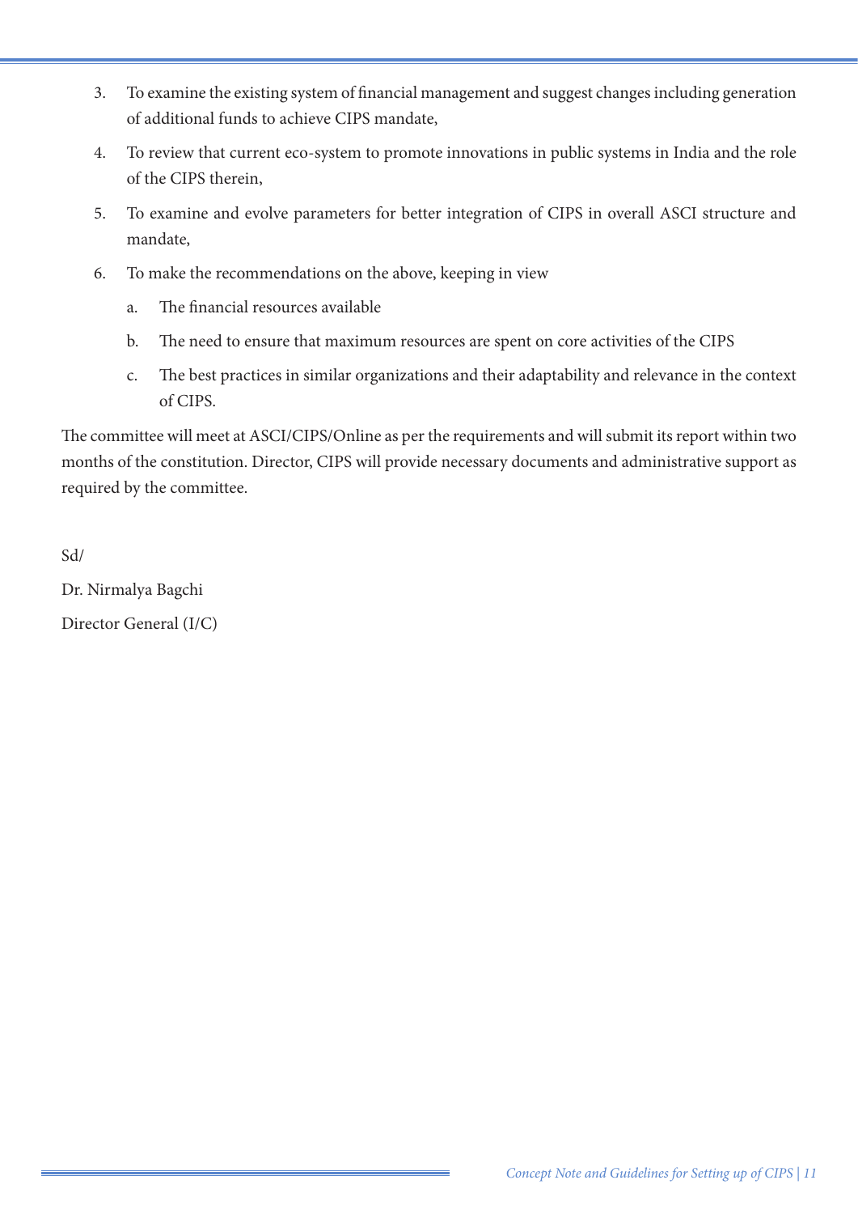3. To examine the existing system of financial management and suggest changes including generation of additional funds to achieve CIPS mandate,

4. To review that current eco-system to promote innovations in public systems in India and the role of the CIPS therein,

5. To examine and evolve parameters for better integration of CIPS in overall ASCI structure and mandate,

6. To make the recommendations on the above, keeping in view

   a. The financial resources available

   b. The need to ensure that maximum resources are spent on core activities of the CIPS

   c. The best practices in similar organizations and their adaptability and relevance in the context of CIPS.

The committee will meet at ASCI/CIPS/Online as per the requirements and will submit its report within two months of the constitution. Director, CIPS will provide necessary documents and administrative support as required by the committee.

Sd/

Dr. Nirmalya Bagchi

Director General (I/C)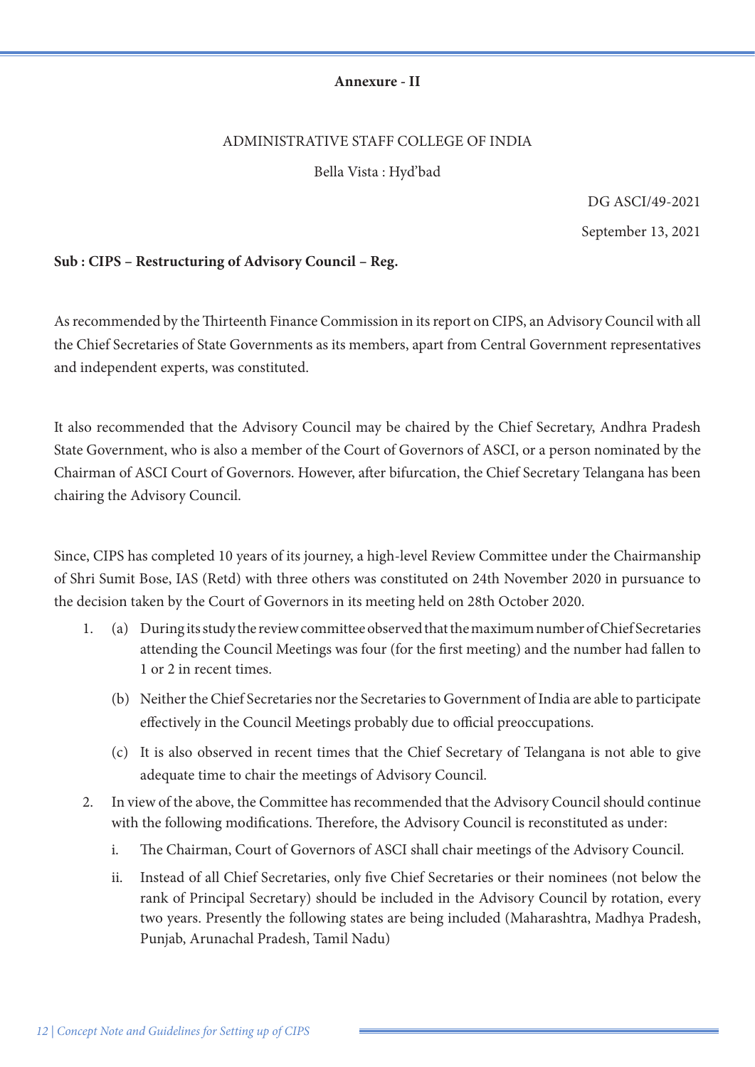**Annexure - II**

ADMINISTRATIVE STAFF COLLEGE OF INDIA

Bella Vista : Hyd'bad

DG ASCI/49-2021

September 13, 2021

**Sub : CIPS – Restructuring of Advisory Council – Reg.**

As recommended by the Thirteenth Finance Commission in its report on CIPS, an Advisory Council with all the Chief Secretaries of State Governments as its members, apart from Central Government representatives and independent experts, was constituted.

It also recommended that the Advisory Council may be chaired by the Chief Secretary, Andhra Pradesh State Government, who is also a member of the Court of Governors of ASCI, or a person nominated by the Chairman of ASCI Court of Governors. However, after bifurcation, the Chief Secretary Telangana has been chairing the Advisory Council.

Since, CIPS has completed 10 years of its journey, a high-level Review Committee under the Chairmanship of Shri Sumit Bose, IAS (Retd) with three others was constituted on 24th November 2020 in pursuance to the decision taken by the Court of Governors in its meeting held on 28th October 2020.

1. (a) During its study the review committee observed that the maximum number of Chief Secretaries attending the Council Meetings was four (for the first meeting) and the number had fallen to 1 or 2 in recent times.

   (b) Neither the Chief Secretaries nor the Secretaries to Government of India are able to participate effectively in the Council Meetings probably due to official preoccupations.

   (c) It is also observed in recent times that the Chief Secretary of Telangana is not able to give adequate time to chair the meetings of Advisory Council.

2. In view of the above, the Committee has recommended that the Advisory Council should continue with the following modifications. Therefore, the Advisory Council is reconstituted as under:

   i. The Chairman, Court of Governors of ASCI shall chair meetings of the Advisory Council.

   ii. Instead of all Chief Secretaries, only five Chief Secretaries or their nominees (not below the rank of Principal Secretary) should be included in the Advisory Council by rotation, every two years. Presently the following states are being included (Maharashtra, Madhya Pradesh, Punjab, Arunachal Pradesh, Tamil Nadu)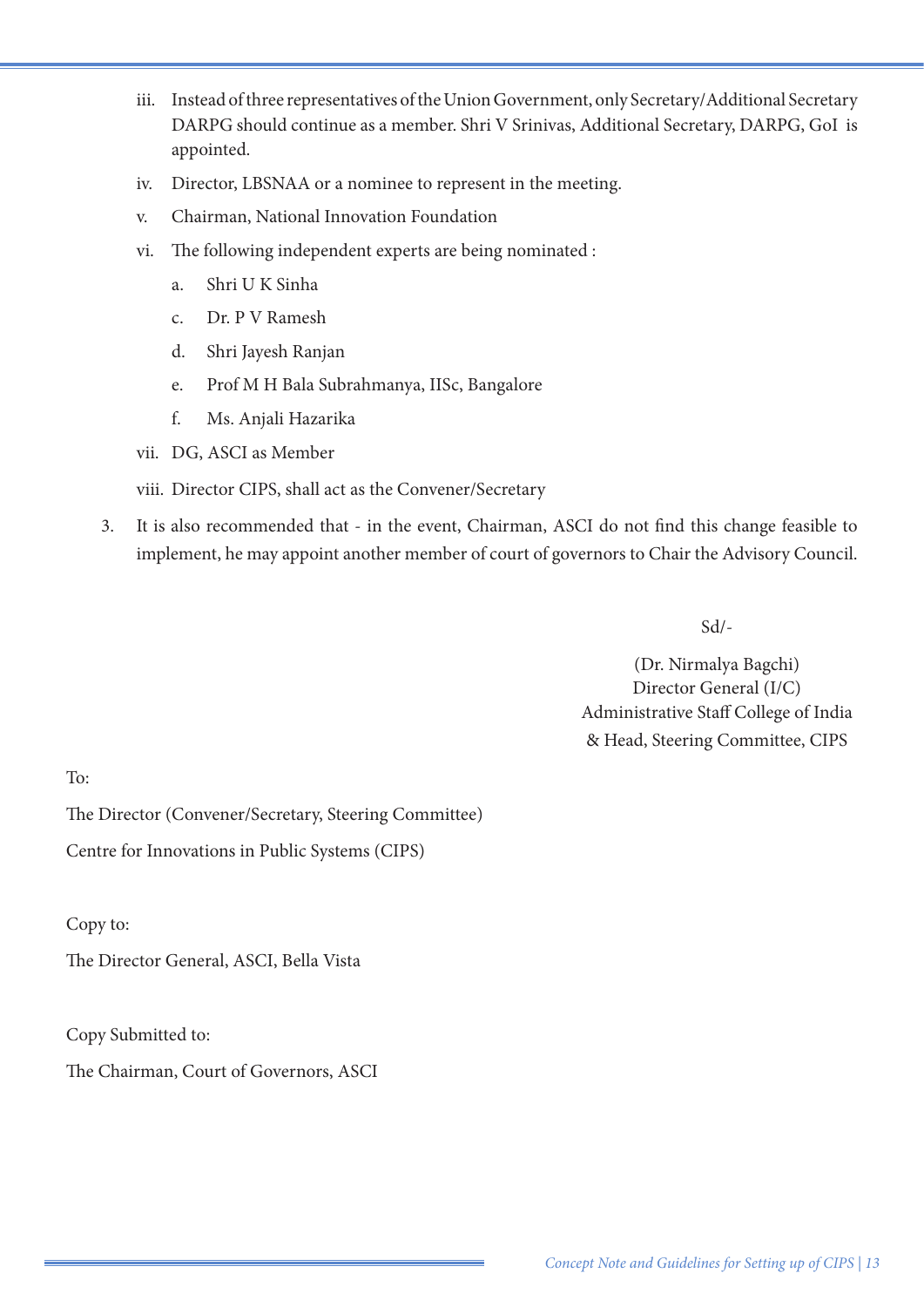iii. Instead of three representatives of the Union Government, only Secretary/Additional Secretary DARPG should continue as a member. Shri V Srinivas, Additional Secretary, DARPG, GoI is appointed.

iv. Director, LBSNAA or a nominee to represent in the meeting.

v. Chairman, National Innovation Foundation

vi. The following independent experts are being nominated :

  a. Shri U K Sinha

  c. Dr. P V Ramesh

  d. Shri Jayesh Ranjan

  e. Prof M H Bala Subrahmanya, IISc, Bangalore

  f. Ms. Anjali Hazarika

vii. DG, ASCI as Member

viii. Director CIPS, shall act as the Convener/Secretary

3. It is also recommended that - in the event, Chairman, ASCI do not find this change feasible to implement, he may appoint another member of court of governors to Chair the Advisory Council.

Sd/-

(Dr. Nirmalya Bagchi)
Director General (I/C)
Administrative Staff College of India
& Head, Steering Committee, CIPS

To:

The Director (Convener/Secretary, Steering Committee)

Centre for Innovations in Public Systems (CIPS)

Copy to:

The Director General, ASCI, Bella Vista

Copy Submitted to:

The Chairman, Court of Governors, ASCI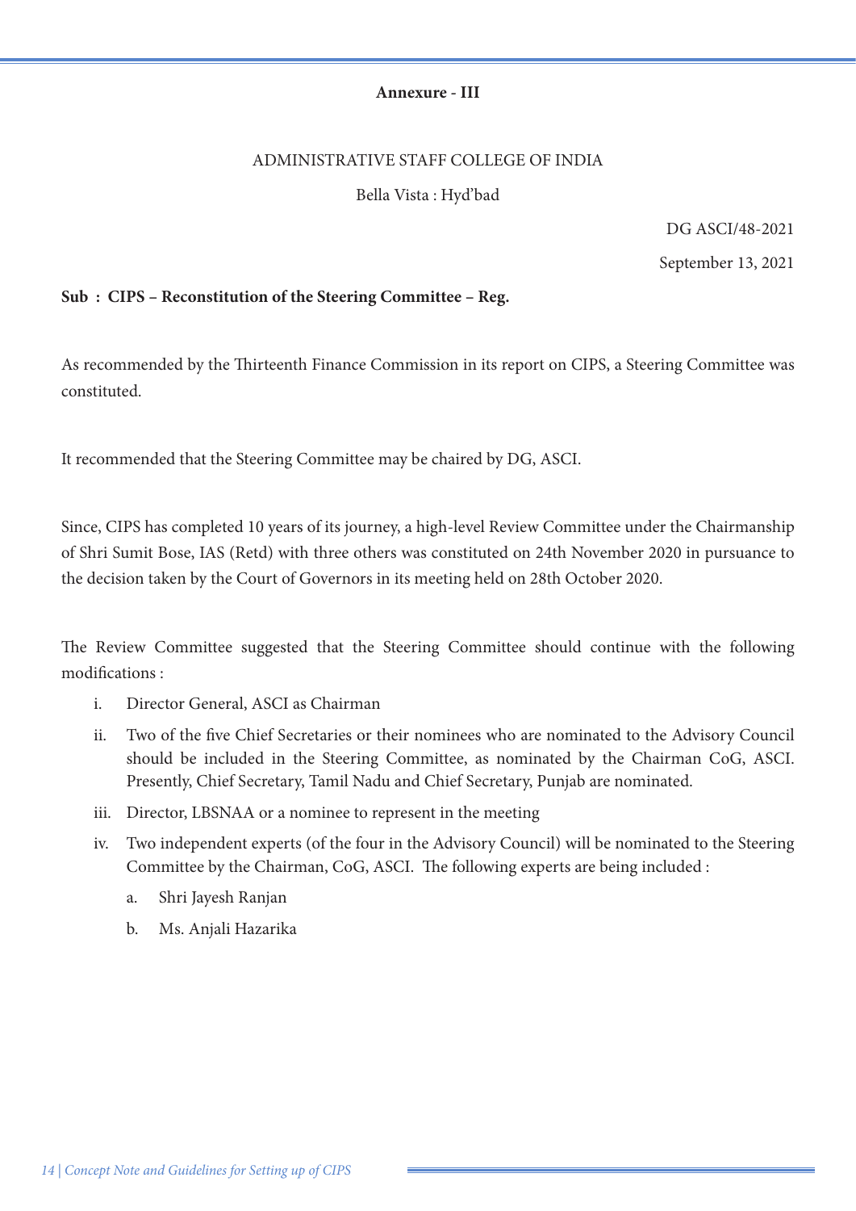**Annexure - III**

ADMINISTRATIVE STAFF COLLEGE OF INDIA

Bella Vista : Hyd'bad

DG ASCI/48-2021

September 13, 2021

**Sub : CIPS – Reconstitution of the Steering Committee – Reg.**

As recommended by the Thirteenth Finance Commission in its report on CIPS, a Steering Committee was constituted.

It recommended that the Steering Committee may be chaired by DG, ASCI.

Since, CIPS has completed 10 years of its journey, a high-level Review Committee under the Chairmanship of Shri Sumit Bose, IAS (Retd) with three others was constituted on 24th November 2020 in pursuance to the decision taken by the Court of Governors in its meeting held on 28th October 2020.

The Review Committee suggested that the Steering Committee should continue with the following modifications :

i. Director General, ASCI as Chairman

ii. Two of the five Chief Secretaries or their nominees who are nominated to the Advisory Council should be included in the Steering Committee, as nominated by the Chairman CoG, ASCI. Presently, Chief Secretary, Tamil Nadu and Chief Secretary, Punjab are nominated.

iii. Director, LBSNAA or a nominee to represent in the meeting

iv. Two independent experts (of the four in the Advisory Council) will be nominated to the Steering Committee by the Chairman, CoG, ASCI. The following experts are being included :

   a. Shri Jayesh Ranjan

   b. Ms. Anjali Hazarika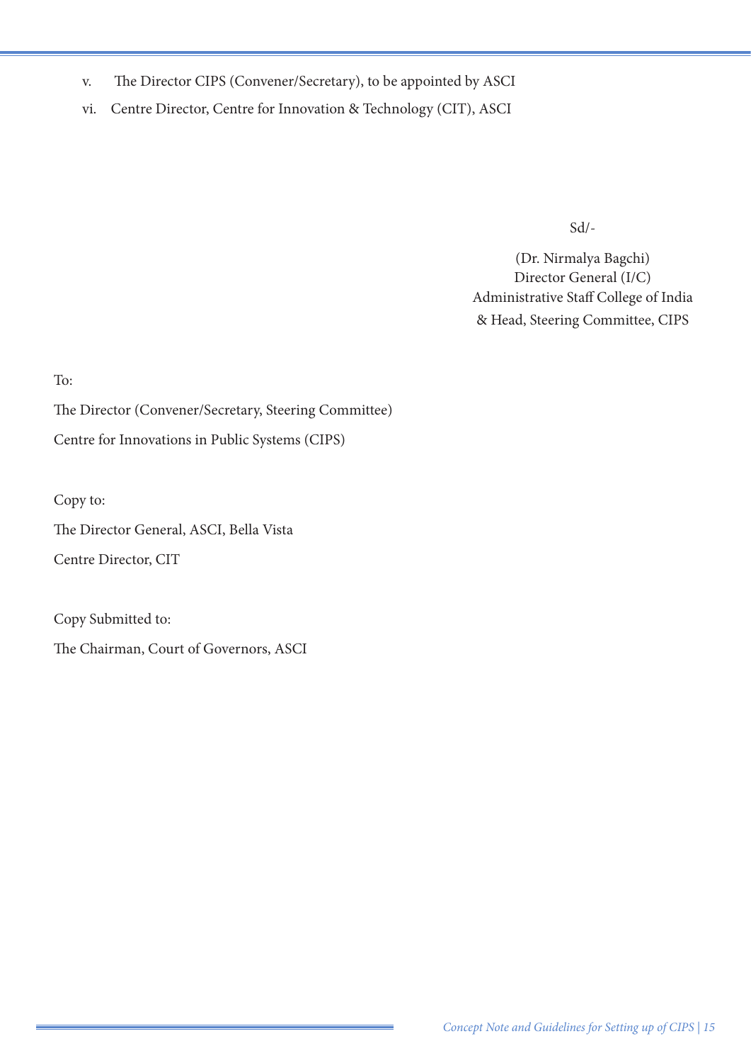v. The Director CIPS (Convener/Secretary), to be appointed by ASCI

vi. Centre Director, Centre for Innovation & Technology (CIT), ASCI

Sd/-

(Dr. Nirmalya Bagchi)
Director General (I/C)
Administrative Staff College of India
& Head, Steering Committee, CIPS

To:

The Director (Convener/Secretary, Steering Committee)

Centre for Innovations in Public Systems (CIPS)

Copy to:

The Director General, ASCI, Bella Vista

Centre Director, CIT

Copy Submitted to:

The Chairman, Court of Governors, ASCI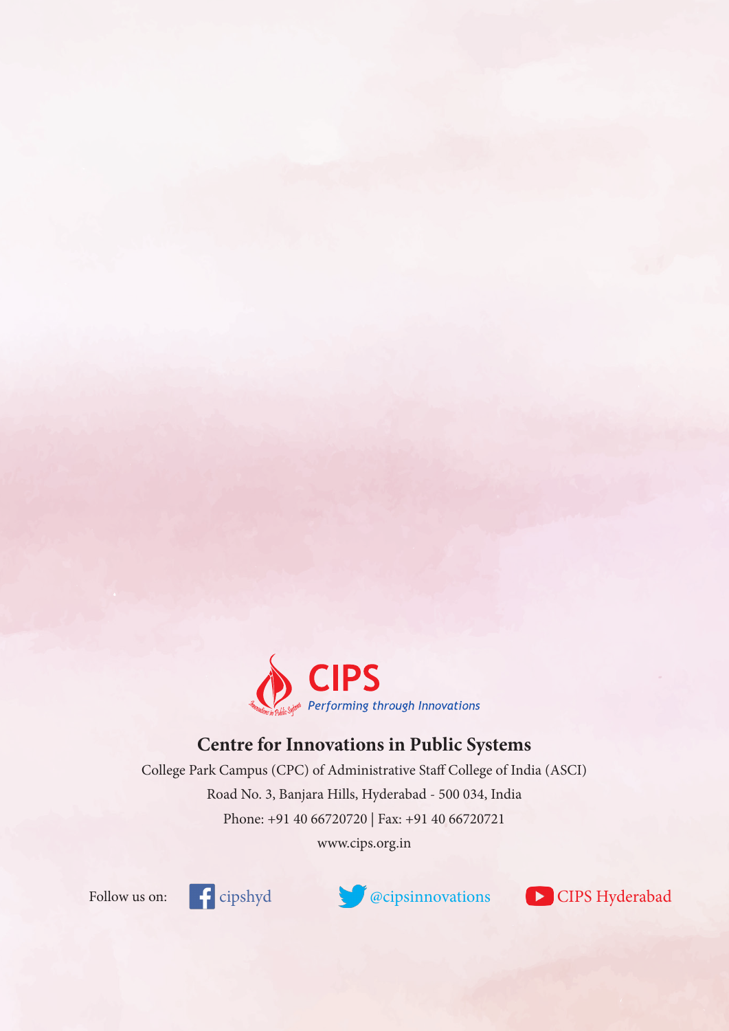**CIPS**

*Performing through Innovations*

## Centre for Innovations in Public Systems

College Park Campus (CPC) of Administrative Staff College of India (ASCI)

Road No. 3, Banjara Hills, Hyderabad - 500 034, India

Phone: +91 40 66720720 | Fax: +91 40 66720721

www.cips.org.in

Follow us on: cipshyd @cipsinnovations CIPS Hyderabad